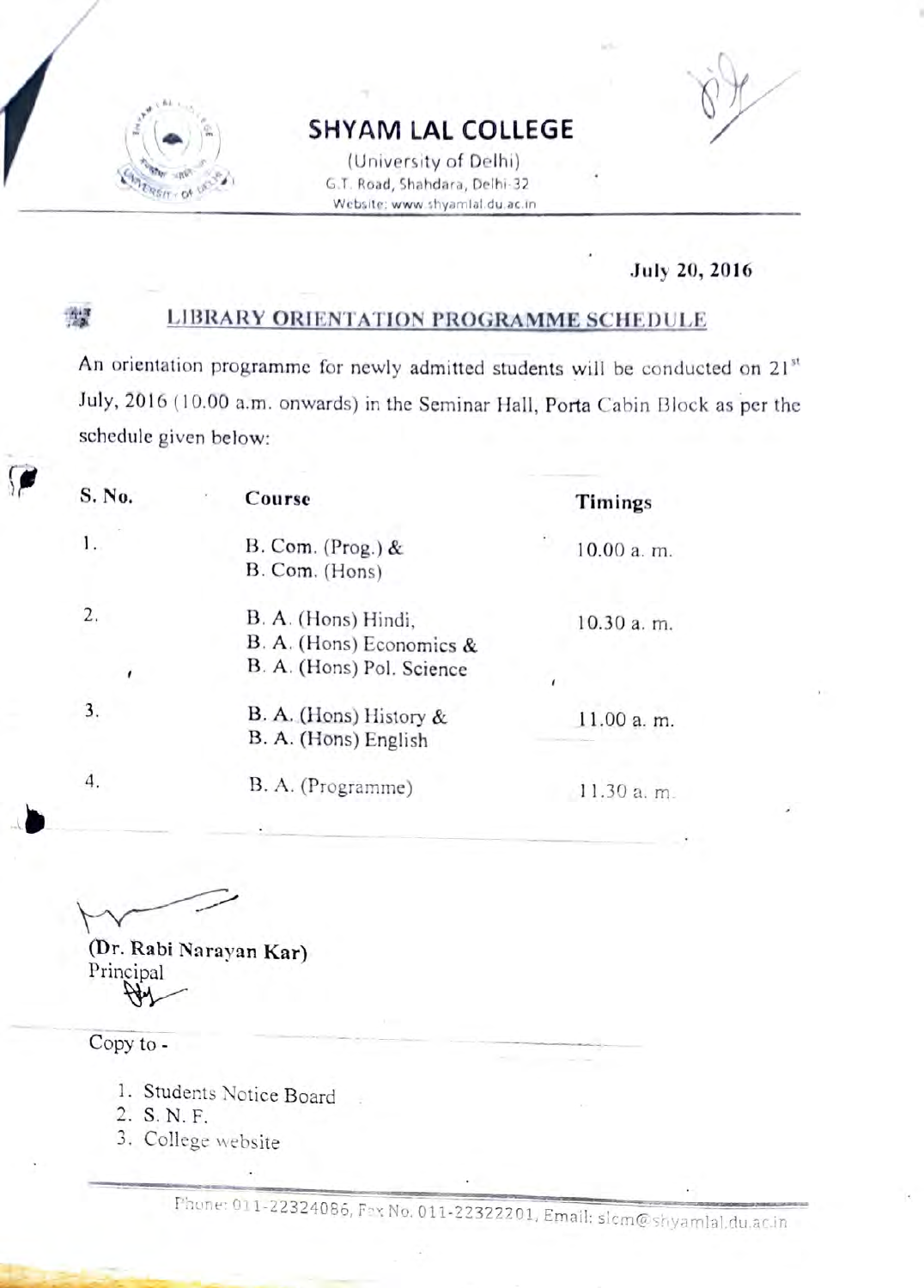# SHYAM LAL COLLEGE

(University of Delhi)
G.T. Road, Shahdara, Delhi-32
Website: www.shyamlal.du.ac.in

**July 20, 2016**

## LIBRARY ORIENTATION PROGRAMME SCHEDULE

An orientation programme for newly admitted students will be conducted on 21st July, 2016 (10.00 a.m. onwards) in the Seminar Hall, Porta Cabin Block as per the schedule given below:

| S. No. | Course | Timings |
|---|---|---|
| 1. | B. Com. (Prog.) & B. Com. (Hons) | 10.00 a. m. |
| 2. | B. A. (Hons) Hindi, B. A. (Hons) Economics & B. A. (Hons) Pol. Science | 10.30 a. m. |
| 3. | B. A. (Hons) History & B. A. (Hons) English | 11.00 a. m. |
| 4. | B. A. (Programme) | 11.30 a. m. |

**(Dr. Rabi Narayan Kar)**
Principal

Copy to -

1. Students Notice Board
2. S. N. F.
3. College website

Phone: 011-22324086, Fax No. 011-22322201, Email: slcm@shyamlal.du.ac.in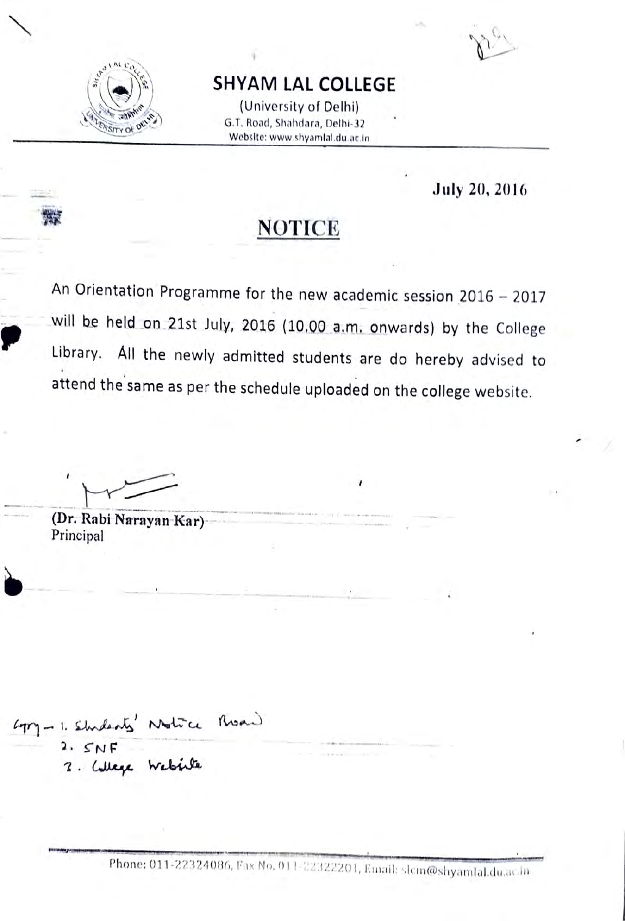# SHYAM LAL COLLEGE

(University of Delhi)
G.T. Road, Shahdara, Delhi-32
Website: www.shyamlal.du.ac.in

**July 20, 2016**

## NOTICE

An Orientation Programme for the new academic session 2016 – 2017 will be held on 21st July, 2016 (10.00 a.m. onwards) by the College Library. All the newly admitted students are do hereby advised to attend the same as per the schedule uploaded on the college website.

**(Dr. Rabi Narayan Kar)**
Principal

Copy – 1. Students' Notice Board
2. SNF
3. College Website

Phone: 011-22324086, Fax No. 011-22322201, Email: slcm@shyamlal.du.ac.in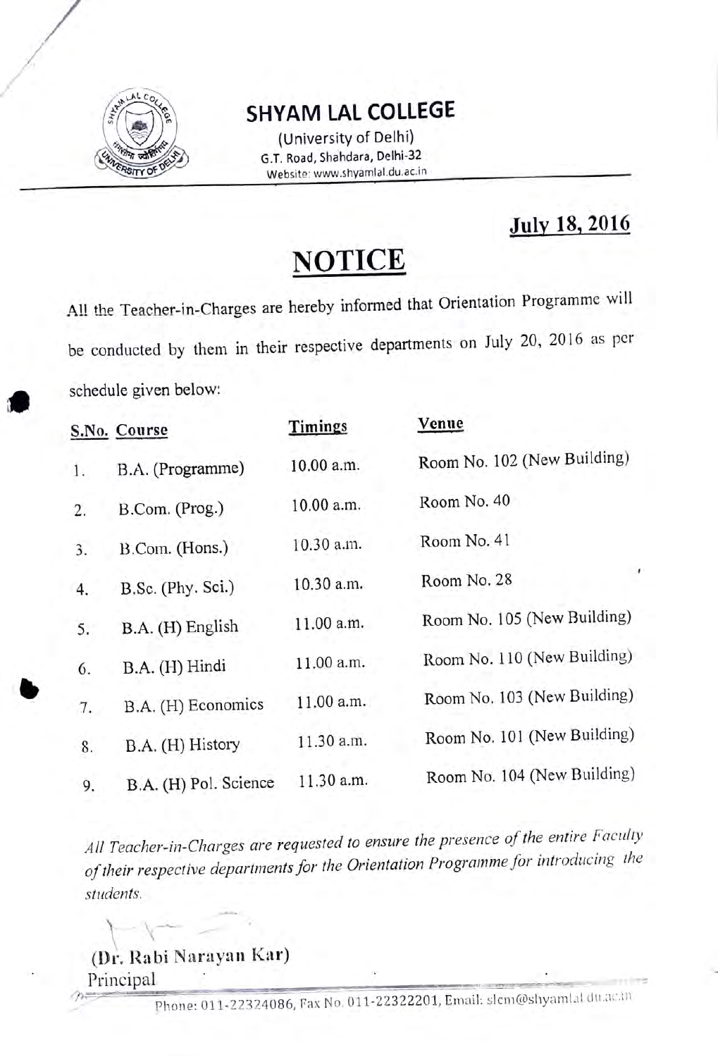# SHYAM LAL COLLEGE

(University of Delhi)
G.T. Road, Shahdara, Delhi-32
Website: www.shyamlal.du.ac.in

**July 18, 2016**

## NOTICE

All the Teacher-in-Charges are hereby informed that Orientation Programme will be conducted by them in their respective departments on July 20, 2016 as per schedule given below:

| S.No. | Course | Timings | Venue |
|---|---|---|---|
| 1. | B.A. (Programme) | 10.00 a.m. | Room No. 102 (New Building) |
| 2. | B.Com. (Prog.) | 10.00 a.m. | Room No. 40 |
| 3. | B.Com. (Hons.) | 10.30 a.m. | Room No. 41 |
| 4. | B.Sc. (Phy. Sci.) | 10.30 a.m. | Room No. 28 |
| 5. | B.A. (H) English | 11.00 a.m. | Room No. 105 (New Building) |
| 6. | B.A. (H) Hindi | 11.00 a.m. | Room No. 110 (New Building) |
| 7. | B.A. (H) Economics | 11.00 a.m. | Room No. 103 (New Building) |
| 8. | B.A. (H) History | 11.30 a.m. | Room No. 101 (New Building) |
| 9. | B.A. (H) Pol. Science | 11.30 a.m. | Room No. 104 (New Building) |

*All Teacher-in-Charges are requested to ensure the presence of the entire Faculty of their respective departments for the Orientation Programme for introducing the students.*

**(Dr. Rabi Narayan Kar)**
Principal

Phone: 011-22324086, Fax No. 011-22322201, Email: slcm@shyamlal.du.ac.in